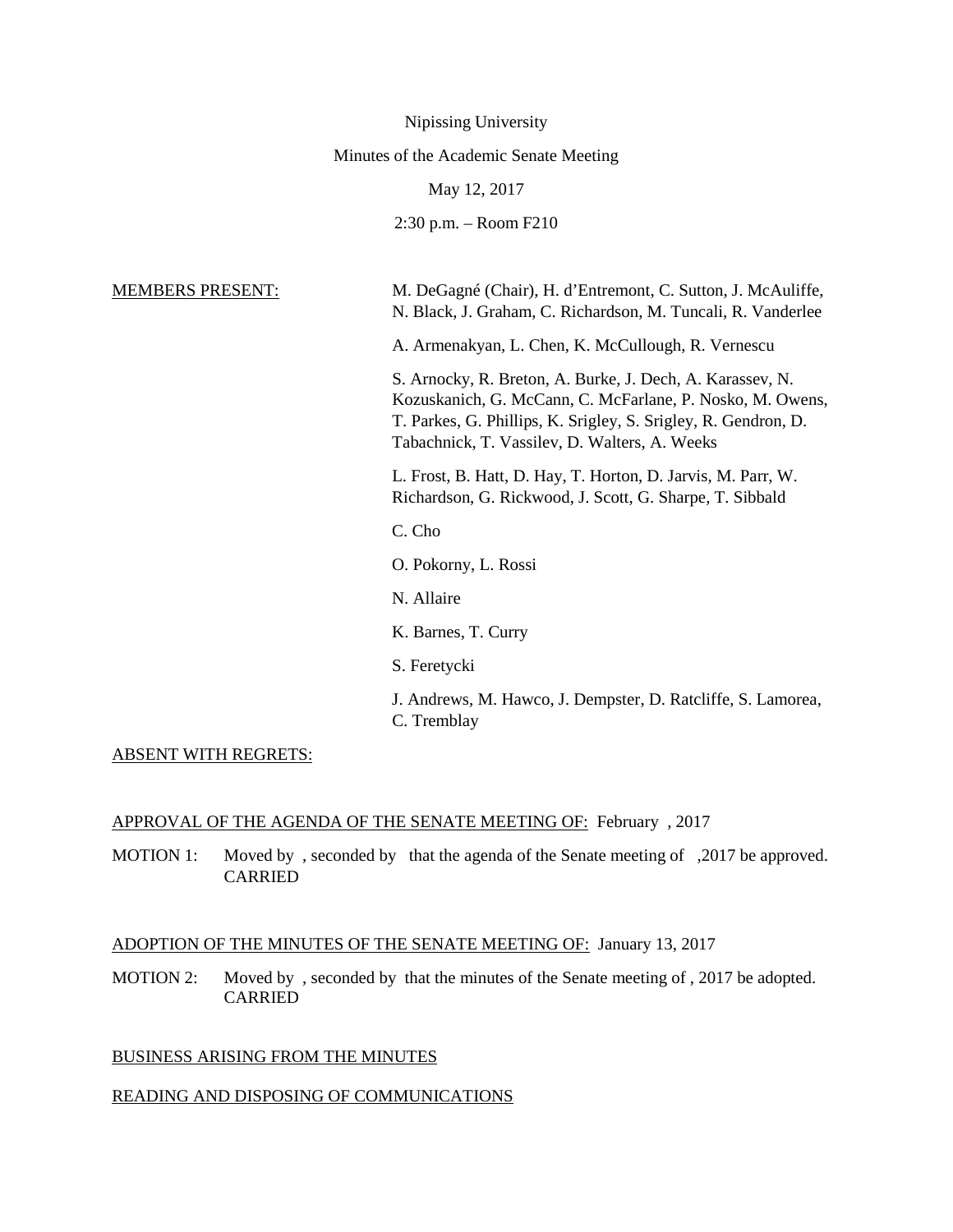Nipissing University

Minutes of the Academic Senate Meeting

May 12, 2017

2:30 p.m. – Room F210

MEMBERS PRESENT:

M. DeGagné (Chair), H. d'Entremont, C. Sutton, J. McAuliffe, N. Black, J. Graham, C. Richardson, M. Tuncali, R. Vanderlee

A. Armenakyan, L. Chen, K. McCullough, R. Vernescu

S. Arnocky, R. Breton, A. Burke, J. Dech, A. Karassev, N. Kozuskanich, G. McCann, C. McFarlane, P. Nosko, M. Owens, T. Parkes, G. Phillips, K. Srigley, S. Srigley, R. Gendron, D. Tabachnick, T. Vassilev, D. Walters, A. Weeks

L. Frost, B. Hatt, D. Hay, T. Horton, D. Jarvis, M. Parr, W. Richardson, G. Rickwood, J. Scott, G. Sharpe, T. Sibbald

C. Cho

O. Pokorny, L. Rossi

N. Allaire

K. Barnes, T. Curry

S. Feretycki

J. Andrews, M. Hawco, J. Dempster, D. Ratcliffe, S. Lamorea, C. Tremblay

ABSENT WITH REGRETS:

APPROVAL OF THE AGENDA OF THE SENATE MEETING OF: February , 2017

MOTION 1: Moved by , seconded by that the agenda of the Senate meeting of ,2017 be approved. CARRIED

ADOPTION OF THE MINUTES OF THE SENATE MEETING OF: January 13, 2017

MOTION 2: Moved by , seconded by that the minutes of the Senate meeting of , 2017 be adopted. CARRIED

BUSINESS ARISING FROM THE MINUTES

READING AND DISPOSING OF COMMUNICATIONS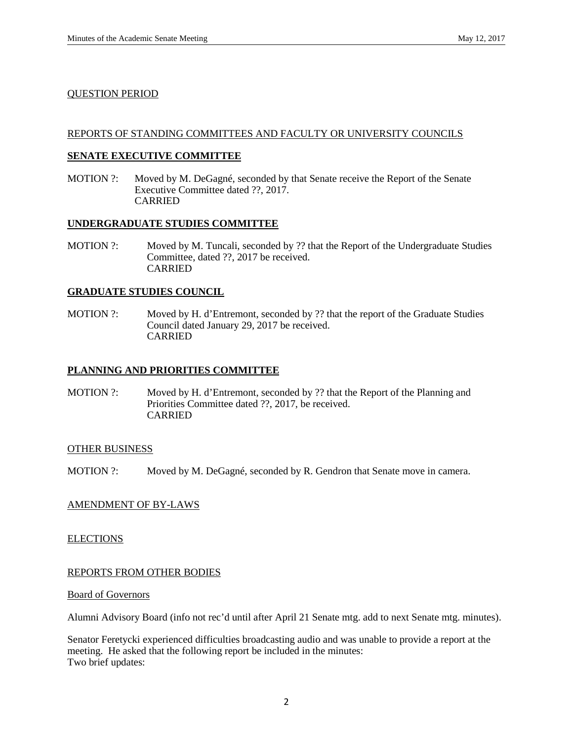QUESTION PERIOD

REPORTS OF STANDING COMMITTEES AND FACULTY OR UNIVERSITY COUNCILS

**SENATE EXECUTIVE COMMITTEE**

MOTION ?: Moved by M. DeGagné, seconded by that Senate receive the Report of the Senate Executive Committee dated ??, 2017.
CARRIED

**UNDERGRADUATE STUDIES COMMITTEE**

MOTION ?: Moved by M. Tuncali, seconded by ?? that the Report of the Undergraduate Studies Committee, dated ??, 2017 be received.
CARRIED

**GRADUATE STUDIES COUNCIL**

MOTION ?: Moved by H. d'Entremont, seconded by ?? that the report of the Graduate Studies Council dated January 29, 2017 be received.
CARRIED

**PLANNING AND PRIORITIES COMMITTEE**

MOTION ?: Moved by H. d'Entremont, seconded by ?? that the Report of the Planning and Priorities Committee dated ??, 2017, be received.
CARRIED

OTHER BUSINESS

MOTION ?: Moved by M. DeGagné, seconded by R. Gendron that Senate move in camera.

AMENDMENT OF BY-LAWS

ELECTIONS

REPORTS FROM OTHER BODIES

Board of Governors

Alumni Advisory Board (info not rec'd until after April 21 Senate mtg. add to next Senate mtg. minutes).

Senator Feretycki experienced difficulties broadcasting audio and was unable to provide a report at the meeting. He asked that the following report be included in the minutes:
Two brief updates: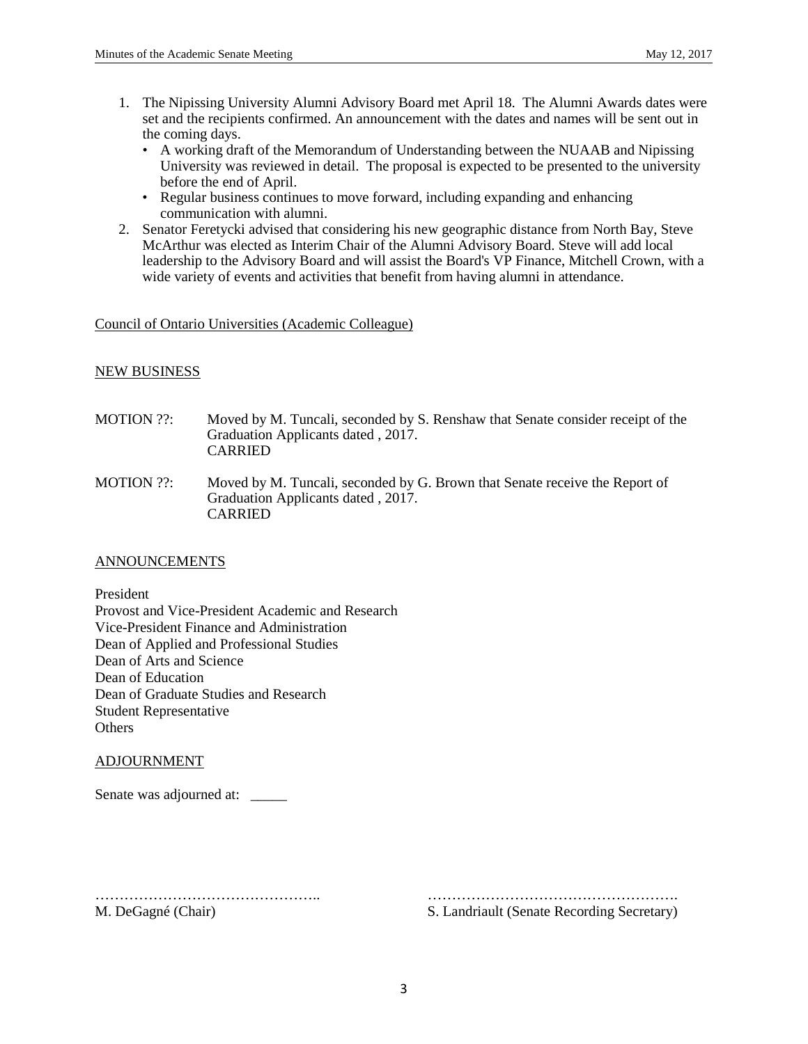1. The Nipissing University Alumni Advisory Board met April 18. The Alumni Awards dates were set and the recipients confirmed. An announcement with the dates and names will be sent out in the coming days.
   - A working draft of the Memorandum of Understanding between the NUAAB and Nipissing University was reviewed in detail. The proposal is expected to be presented to the university before the end of April.
   - Regular business continues to move forward, including expanding and enhancing communication with alumni.
2. Senator Feretycki advised that considering his new geographic distance from North Bay, Steve McArthur was elected as Interim Chair of the Alumni Advisory Board. Steve will add local leadership to the Advisory Board and will assist the Board's VP Finance, Mitchell Crown, with a wide variety of events and activities that benefit from having alumni in attendance.

Council of Ontario Universities (Academic Colleague)

NEW BUSINESS

MOTION ??: Moved by M. Tuncali, seconded by S. Renshaw that Senate consider receipt of the Graduation Applicants dated , 2017.
CARRIED

MOTION ??: Moved by M. Tuncali, seconded by G. Brown that Senate receive the Report of Graduation Applicants dated , 2017.
CARRIED

ANNOUNCEMENTS

President
Provost and Vice-President Academic and Research
Vice-President Finance and Administration
Dean of Applied and Professional Studies
Dean of Arts and Science
Dean of Education
Dean of Graduate Studies and Research
Student Representative
Others

ADJOURNMENT

Senate was adjourned at: _____

……………………………………….. M. DeGagné (Chair)

……………………………………………. S. Landriault (Senate Recording Secretary)